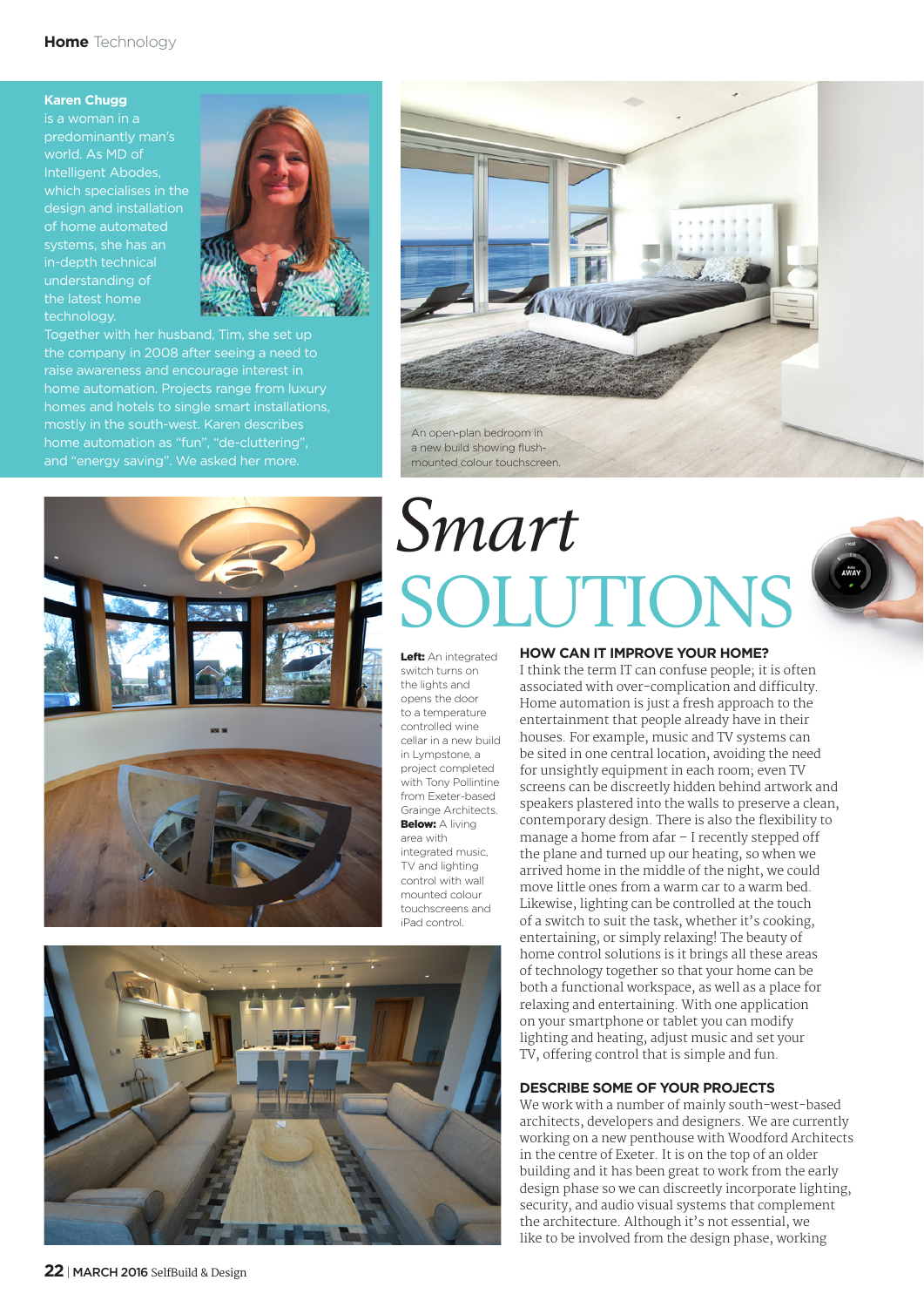# *Smart* SOLUTIONS

**Karen Chugg** is a woman in a predominantly man's world. As MD of Intelligent Abodes, which specialises in the design and installation of home automated systems, she has an in-depth technical understanding of the latest home technology. Together with her husband, Tim, she set up the company in 2008 after seeing a need to raise awareness and encourage interest in home automation. Projects range from luxury homes and hotels to single smart installations, mostly in the south-west. Karen describes home automation as "fun", "de-cluttering", and "energy saving". We asked her more.

An open-plan bedroom in a new build showing flush-mounted colour touchscreen.

**Left:** An integrated switch turns on the lights and opens the door to a temperature controlled wine cellar in a new build in Lympstone, a project completed with Tony Pollintine from Exeter-based Grainge Architects. **Below:** A living area with integrated music, TV and lighting control with wall mounted colour touchscreens and iPad control.

## HOW CAN IT IMPROVE YOUR HOME?

I think the term IT can confuse people; it is often associated with over-complication and difficulty. Home automation is just a fresh approach to the entertainment that people already have in their houses. For example, music and TV systems can be sited in one central location, avoiding the need for unsightly equipment in each room; even TV screens can be discreetly hidden behind artwork and speakers plastered into the walls to preserve a clean, contemporary design. There is also the flexibility to manage a home from afar – I recently stepped off the plane and turned up our heating, so when we arrived home in the middle of the night, we could move little ones from a warm car to a warm bed. Likewise, lighting can be controlled at the touch of a switch to suit the task, whether it's cooking, entertaining, or simply relaxing! The beauty of home control solutions is it brings all these areas of technology together so that your home can be both a functional workspace, as well as a place for relaxing and entertaining. With one application on your smartphone or tablet you can modify lighting and heating, adjust music and set your TV, offering control that is simple and fun.

## DESCRIBE SOME OF YOUR PROJECTS

We work with a number of mainly south-west-based architects, developers and designers. We are currently working on a new penthouse with Woodford Architects in the centre of Exeter. It is on the top of an older building and it has been great to work from the early design phase so we can discreetly incorporate lighting, security, and audio visual systems that complement the architecture. Although it's not essential, we like to be involved from the design phase, working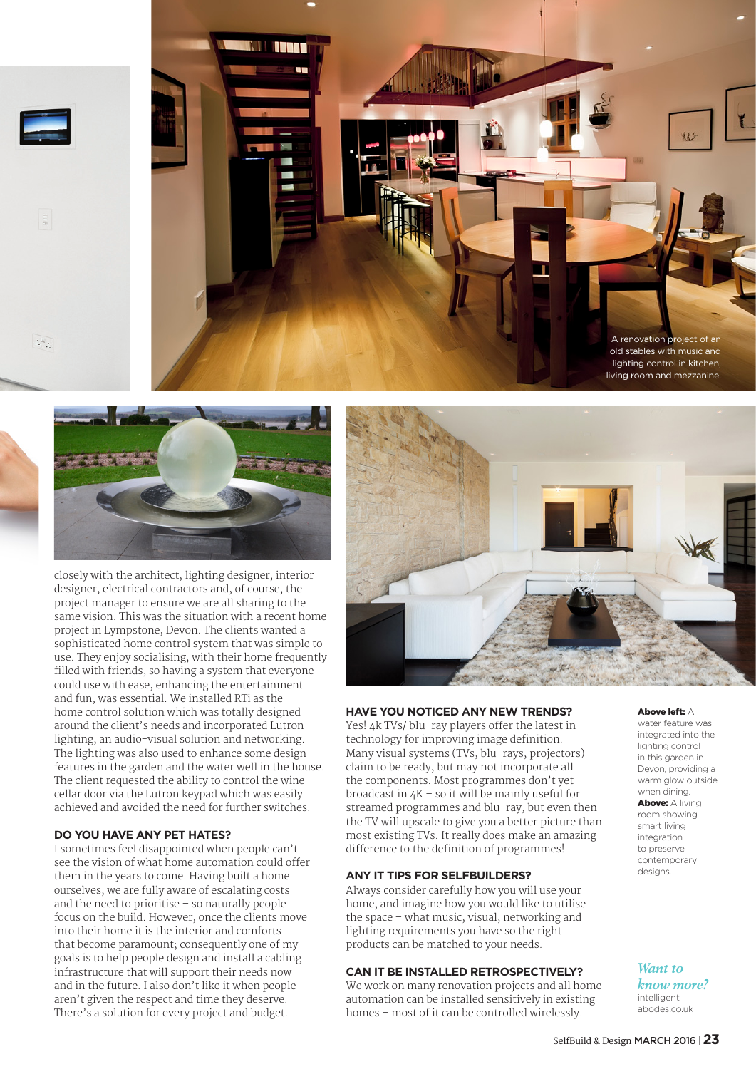A renovation project of an old stables with music and lighting control in kitchen, living room and mezzanine.

closely with the architect, lighting designer, interior designer, electrical contractors and, of course, the project manager to ensure we are all sharing to the same vision. This was the situation with a recent home project in Lympstone, Devon. The clients wanted a sophisticated home control system that was simple to use. They enjoy socialising, with their home frequently filled with friends, so having a system that everyone could use with ease, enhancing the entertainment and fun, was essential. We installed RTi as the home control solution which was totally designed around the client's needs and incorporated Lutron lighting, an audio-visual solution and networking. The lighting was also used to enhance some design features in the garden and the water well in the house. The client requested the ability to control the wine cellar door via the Lutron keypad which was easily achieved and avoided the need for further switches.

### DO YOU HAVE ANY PET HATES?

I sometimes feel disappointed when people can't see the vision of what home automation could offer them in the years to come. Having built a home ourselves, we are fully aware of escalating costs and the need to prioritise – so naturally people focus on the build. However, once the clients move into their home it is the interior and comforts that become paramount; consequently one of my goals is to help people design and install a cabling infrastructure that will support their needs now and in the future. I also don't like it when people aren't given the respect and time they deserve. There's a solution for every project and budget.

### HAVE YOU NOTICED ANY NEW TRENDS?

Yes! 4k TVs/ blu-ray players offer the latest in technology for improving image definition. Many visual systems (TVs, blu-rays, projectors) claim to be ready, but may not incorporate all the components. Most programmes don't yet broadcast in 4K – so it will be mainly useful for streamed programmes and blu-ray, but even then the TV will upscale to give you a better picture than most existing TVs. It really does make an amazing difference to the definition of programmes!

### ANY IT TIPS FOR SELFBUILDERS?

Always consider carefully how you will use your home, and imagine how you would like to utilise the space – what music, visual, networking and lighting requirements you have so the right products can be matched to your needs.

### CAN IT BE INSTALLED RETROSPECTIVELY?

We work on many renovation projects and all home automation can be installed sensitively in existing homes – most of it can be controlled wirelessly.

**Above left:** A water feature was integrated into the lighting control in this garden in Devon, providing a warm glow outside when dining.
**Above:** A living room showing smart living integration to preserve contemporary designs.

*Want to know more?*
intelligent abodes.co.uk